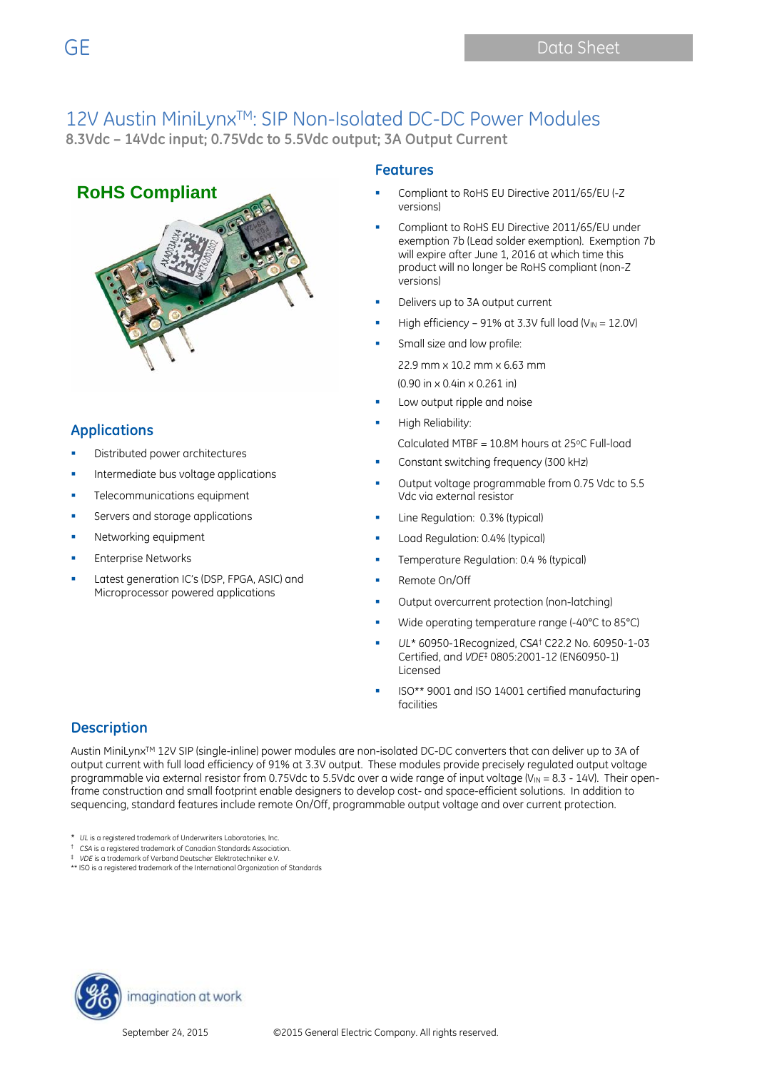# 12V Austin MiniLynx™: SIP Non-Isolated DC-DC Power Modules

**8.3Vdc – 14Vdc input; 0.75Vdc to 5.5Vdc output; 3A Output Current**

**RoHS Compliant**

## Applications

- Distributed power architectures
- Intermediate bus voltage applications
- Telecommunications equipment
- Servers and storage applications
- Networking equipment
- Enterprise Networks
- Latest generation IC's (DSP, FPGA, ASIC) and Microprocessor powered applications

## Features

- Compliant to RoHS EU Directive 2011/65/EU (-Z versions)
- Compliant to RoHS EU Directive 2011/65/EU under exemption 7b (Lead solder exemption). Exemption 7b will expire after June 1, 2016 at which time this product will no longer be RoHS compliant (non-Z versions)
- Delivers up to 3A output current
- High efficiency – 91% at 3.3V full load ($V_{IN}$ = 12.0V)
- Small size and low profile:

  22.9 mm x 10.2 mm x 6.63 mm

  (0.90 in x 0.4in x 0.261 in)
- Low output ripple and noise
- High Reliability:

  Calculated MTBF = 10.8M hours at 25°C Full-load
- Constant switching frequency (300 kHz)
- Output voltage programmable from 0.75 Vdc to 5.5 Vdc via external resistor
- Line Regulation: 0.3% (typical)
- Load Regulation: 0.4% (typical)
- Temperature Regulation: 0.4 % (typical)
- Remote On/Off
- Output overcurrent protection (non-latching)
- Wide operating temperature range (-40°C to 85°C)
- *UL** 60950-1Recognized, *CSA*† C22.2 No. 60950-1-03 Certified, and *VDE*‡ 0805:2001-12 (EN60950-1) Licensed
- ISO** 9001 and ISO 14001 certified manufacturing facilities

## Description

Austin MiniLynx™ 12V SIP (single-inline) power modules are non-isolated DC-DC converters that can deliver up to 3A of output current with full load efficiency of 91% at 3.3V output. These modules provide precisely regulated output voltage programmable via external resistor from 0.75Vdc to 5.5Vdc over a wide range of input voltage ($V_{IN}$ = 8.3 - 14V). Their open-frame construction and small footprint enable designers to develop cost- and space-efficient solutions. In addition to sequencing, standard features include remote On/Off, programmable output voltage and over current protection.

\* *UL* is a registered trademark of Underwriters Laboratories, Inc.
† *CSA* is a registered trademark of Canadian Standards Association.
‡ *VDE* is a trademark of Verband Deutscher Elektrotechniker e.V.
** ISO is a registered trademark of the International Organization of Standards

September 24, 2015 ©2015 General Electric Company. All rights reserved.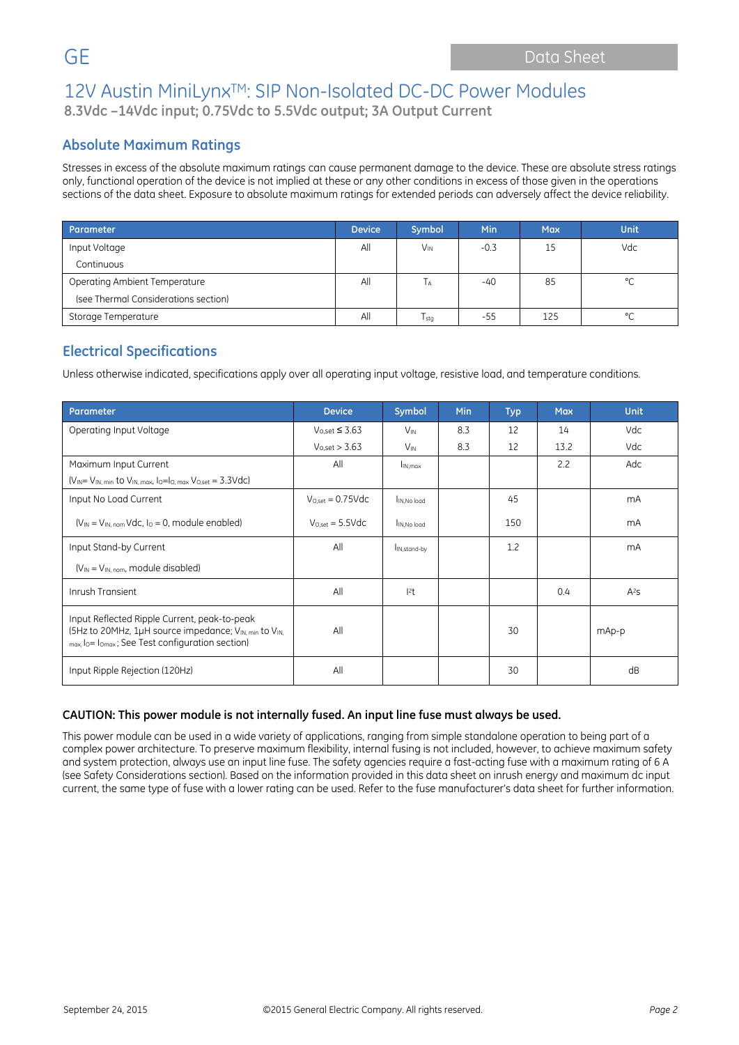# 12V Austin MiniLynx™: SIP Non-Isolated DC-DC Power Modules

**8.3Vdc –14Vdc input; 0.75Vdc to 5.5Vdc output; 3A Output Current**

## Absolute Maximum Ratings

Stresses in excess of the absolute maximum ratings can cause permanent damage to the device. These are absolute stress ratings only, functional operation of the device is not implied at these or any other conditions in excess of those given in the operations sections of the data sheet. Exposure to absolute maximum ratings for extended periods can adversely affect the device reliability.

| Parameter | Device | Symbol | Min | Max | Unit |
|---|---|---|---|---|---|
| Input Voltage<br>Continuous | All | $V_{IN}$ | -0.3 | 15 | Vdc |
| Operating Ambient Temperature<br>(see Thermal Considerations section) | All | $T_A$ | -40 | 85 | °C |
| Storage Temperature | All | $T_{stg}$ | -55 | 125 | °C |

## Electrical Specifications

Unless otherwise indicated, specifications apply over all operating input voltage, resistive load, and temperature conditions.

| Parameter | Device | Symbol | Min | Typ | Max | Unit |
|---|---|---|---|---|---|---|
| Operating Input Voltage | $V_{o,set} \leq 3.63$ | $V_{IN}$ | 8.3 | 12 | 14 | Vdc |
| | $V_{o,set} > 3.63$ | $V_{IN}$ | 8.3 | 12 | 13.2 | Vdc |
| Maximum Input Current<br>($V_{IN}$= $V_{IN,\,min}$ to $V_{IN,\,max}$, $I_O$=$I_{O,\,max}$ $V_{O,set}$ = 3.3Vdc) | All | $I_{IN,max}$ | | | 2.2 | Adc |
| Input No Load Current | $V_{O,set}$ = 0.75Vdc | $I_{IN,No\,load}$ | | 45 | | mA |
| ($V_{IN}$ = $V_{IN,\,nom}$ Vdc, $I_O$ = 0, module enabled) | $V_{O,set}$ = 5.5Vdc | $I_{IN,No\,load}$ | | 150 | | mA |
| Input Stand-by Current<br>($V_{IN}$ = $V_{IN,\,nom}$, module disabled) | All | $I_{IN,stand\text{-}by}$ | | 1.2 | | mA |
| Inrush Transient | All | $I^2t$ | | | 0.4 | $A^2s$ |
| Input Reflected Ripple Current, peak-to-peak (5Hz to 20MHz, 1μH source impedance; $V_{IN,\,min}$ to $V_{IN,\,max}$, $I_O$= $I_{Omax}$ ; See Test configuration section) | All | | | 30 | | mAp-p |
| Input Ripple Rejection (120Hz) | All | | | 30 | | dB |

**CAUTION: This power module is not internally fused. An input line fuse must always be used.**

This power module can be used in a wide variety of applications, ranging from simple standalone operation to being part of a complex power architecture. To preserve maximum flexibility, internal fusing is not included, however, to achieve maximum safety and system protection, always use an input line fuse. The safety agencies require a fast-acting fuse with a maximum rating of 6 A (see Safety Considerations section). Based on the information provided in this data sheet on inrush energy and maximum dc input current, the same type of fuse with a lower rating can be used. Refer to the fuse manufacturer's data sheet for further information.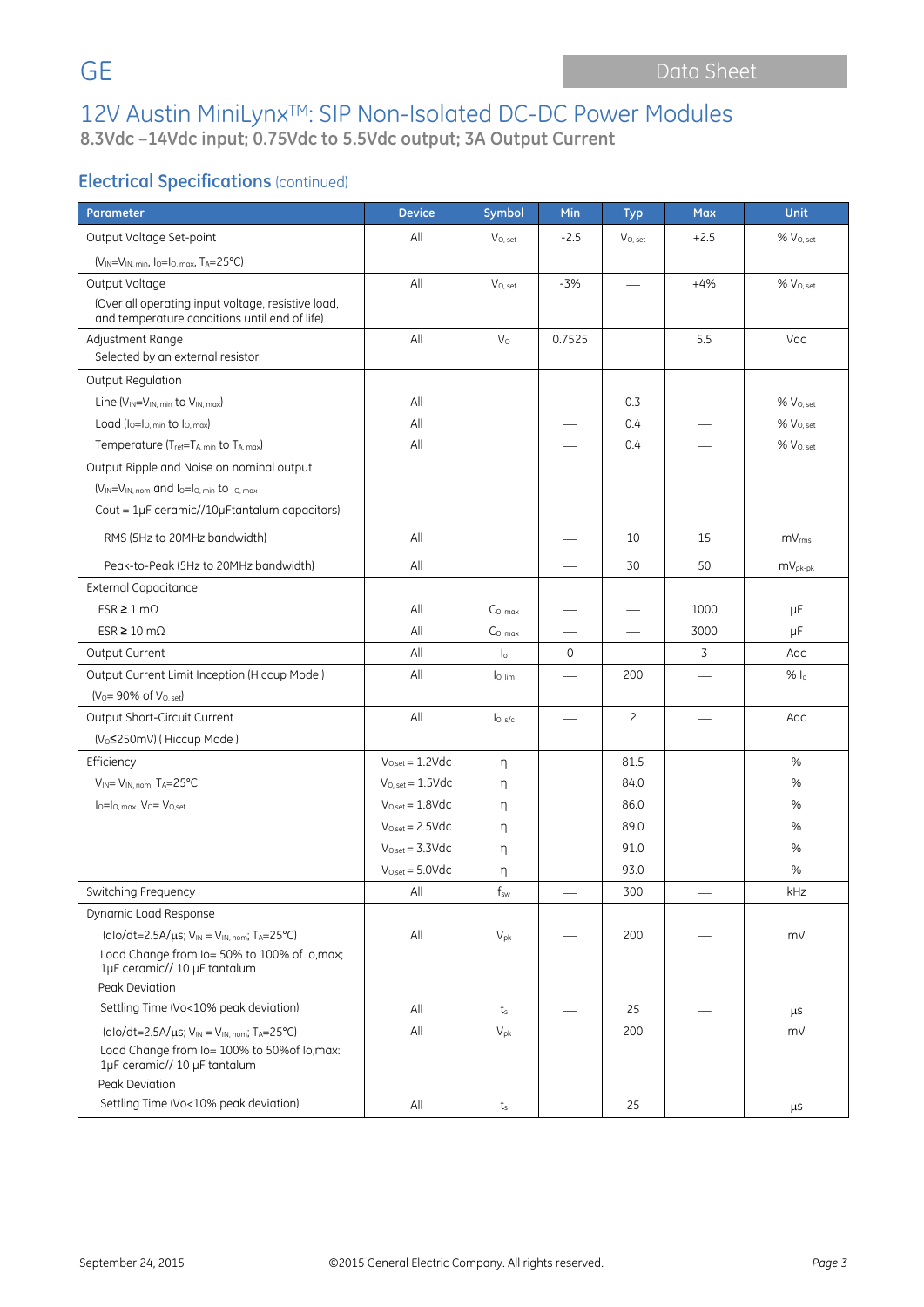# 12V Austin MiniLynx™: SIP Non-Isolated DC-DC Power Modules

**8.3Vdc –14Vdc input; 0.75Vdc to 5.5Vdc output; 3A Output Current**

## Electrical Specifications (continued)

| Parameter | Device | Symbol | Min | Typ | Max | Unit |
|---|---|---|---|---|---|---|
| Output Voltage Set-point ($V_{IN}$=$V_{IN,\,min}$, $I_O$=$I_{O,\,max}$, $T_A$=25°C) | All | $V_{O,\,set}$ | -2.5 | $V_{O,\,set}$ | +2.5 | % $V_{O,\,set}$ |
| Output Voltage (Over all operating input voltage, resistive load, and temperature conditions until end of life) | All | $V_{O,\,set}$ | -3% | — | +4% | % $V_{O,\,set}$ |
| Adjustment Range Selected by an external resistor | All | $V_O$ | 0.7525 | | 5.5 | Vdc |
| Output Regulation | | | | | | |
| Line ($V_{IN}$=$V_{IN,\,min}$ to $V_{IN,\,max}$) | All | | — | 0.3 | — | % $V_{O,\,set}$ |
| Load ($I_O$=$I_{O,\,min}$ to $I_{O,\,max}$) | All | | — | 0.4 | — | % $V_{O,\,set}$ |
| Temperature ($T_{ref}$=$T_{A,\,min}$ to $T_{A,\,max}$) | All | | — | 0.4 | — | % $V_{O,\,set}$ |
| Output Ripple and Noise on nominal output ($V_{IN}$=$V_{IN,\,nom}$ and $I_O$=$I_{O,\,min}$ to $I_{O,\,max}$ Cout = 1μF ceramic//10μFtantalum capacitors) | | | | | | |
| RMS (5Hz to 20MHz bandwidth) | All | | — | 10 | 15 | $mV_{rms}$ |
| Peak-to-Peak (5Hz to 20MHz bandwidth) | All | | — | 30 | 50 | $mV_{pk-pk}$ |
| External Capacitance | | | | | | |
| ESR ≥ 1 mΩ | All | $C_{O,\,max}$ | — | — | 1000 | μF |
| ESR ≥ 10 mΩ | All | $C_{O,\,max}$ | — | — | 3000 | μF |
| Output Current | All | $I_o$ | 0 | | 3 | Adc |
| Output Current Limit Inception (Hiccup Mode ) ($V_O$= 90% of $V_{O,\,set}$) | All | $I_{O,\,lim}$ | — | 200 | — | % $I_o$ |
| Output Short-Circuit Current ($V_O$≤250mV) ( Hiccup Mode ) | All | $I_{O,\,s/c}$ | — | 2 | — | Adc |
| Efficiency $V_{IN}$= $V_{IN,\,nom}$, $T_A$=25°C $I_O$=$I_{O,\,max}$, $V_O$= $V_{O,set}$ | $V_{O,set}$ = 1.2Vdc | η | | 81.5 | | % |
| | $V_{O,\,set}$ = 1.5Vdc | η | | 84.0 | | % |
| | $V_{O,set}$ = 1.8Vdc | η | | 86.0 | | % |
| | $V_{O,set}$ = 2.5Vdc | η | | 89.0 | | % |
| | $V_{O,set}$ = 3.3Vdc | η | | 91.0 | | % |
| | $V_{O,set}$ = 5.0Vdc | η | | 93.0 | | % |
| Switching Frequency | All | $f_{sw}$ | — | 300 | — | kHz |
| Dynamic Load Response | | | | | | |
| (dIo/dt=2.5A/μs; $V_{IN}$ = $V_{IN,\,nom}$; $T_A$=25°C) Load Change from Io= 50% to 100% of Io,max; 1μF ceramic// 10 μF tantalum Peak Deviation | All | $V_{pk}$ | — | 200 | — | mV |
| Settling Time (Vo<10% peak deviation) | All | $t_s$ | — | 25 | — | μs |
| (dIo/dt=2.5A/μs; $V_{IN}$ = $V_{IN,\,nom}$; $T_A$=25°C) Load Change from Io= 100% to 50%of Io,max: 1μF ceramic// 10 μF tantalum Peak Deviation | All | $V_{pk}$ | — | 200 | — | mV |
| Settling Time (Vo<10% peak deviation) | All | $t_s$ | — | 25 | — | μs |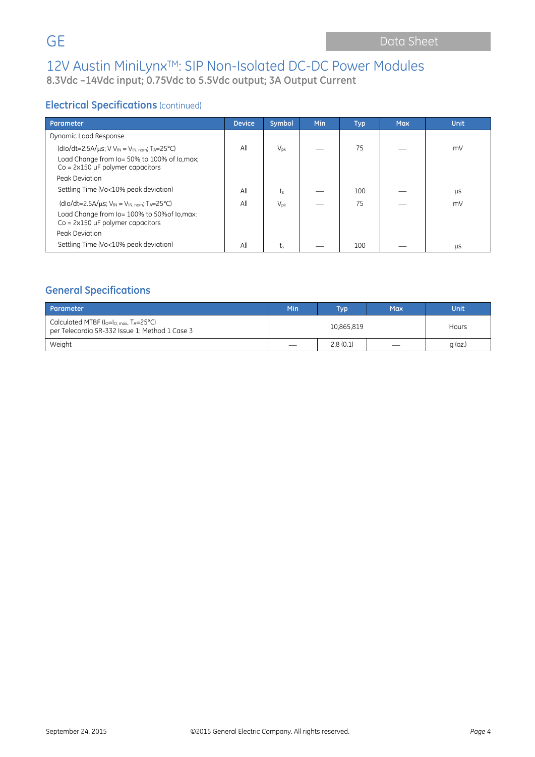## Electrical Specifications (continued)

| Parameter | Device | Symbol | Min | Typ | Max | Unit |
|---|---|---|---|---|---|---|
| Dynamic Load Response | | | | | | |
| (dIo/dt=2.5A/µs; V $V_{IN}$ = $V_{IN, nom}$; $T_A$=25°C) Load Change from Io= 50% to 100% of Io,max; Co = 2x150 µF polymer capacitors Peak Deviation | All | $V_{pk}$ | — | 75 | — | mV |
| Settling Time (Vo<10% peak deviation) | All | $t_s$ | — | 100 | — | µs |
| (dIo/dt=2.5A/µs; $V_{IN}$ = $V_{IN, nom}$; $T_A$=25°C) Load Change from Io= 100% to 50%of Io,max: Co = 2x150 µF polymer capacitors Peak Deviation | All | $V_{pk}$ | — | 75 | — | mV |
| Settling Time (Vo<10% peak deviation) | All | $t_s$ | — | 100 | — | µs |

## General Specifications

| Parameter | Min | Typ | Max | Unit |
|---|---|---|---|---|
| Calculated MTBF ($I_O$=$I_{O, max}$, $T_A$=25°C) per Telecordia SR-332 Issue 1: Method 1 Case 3 | | 10,865,819 | | Hours |
| Weight | — | 2.8 (0.1) | — | g (oz.) |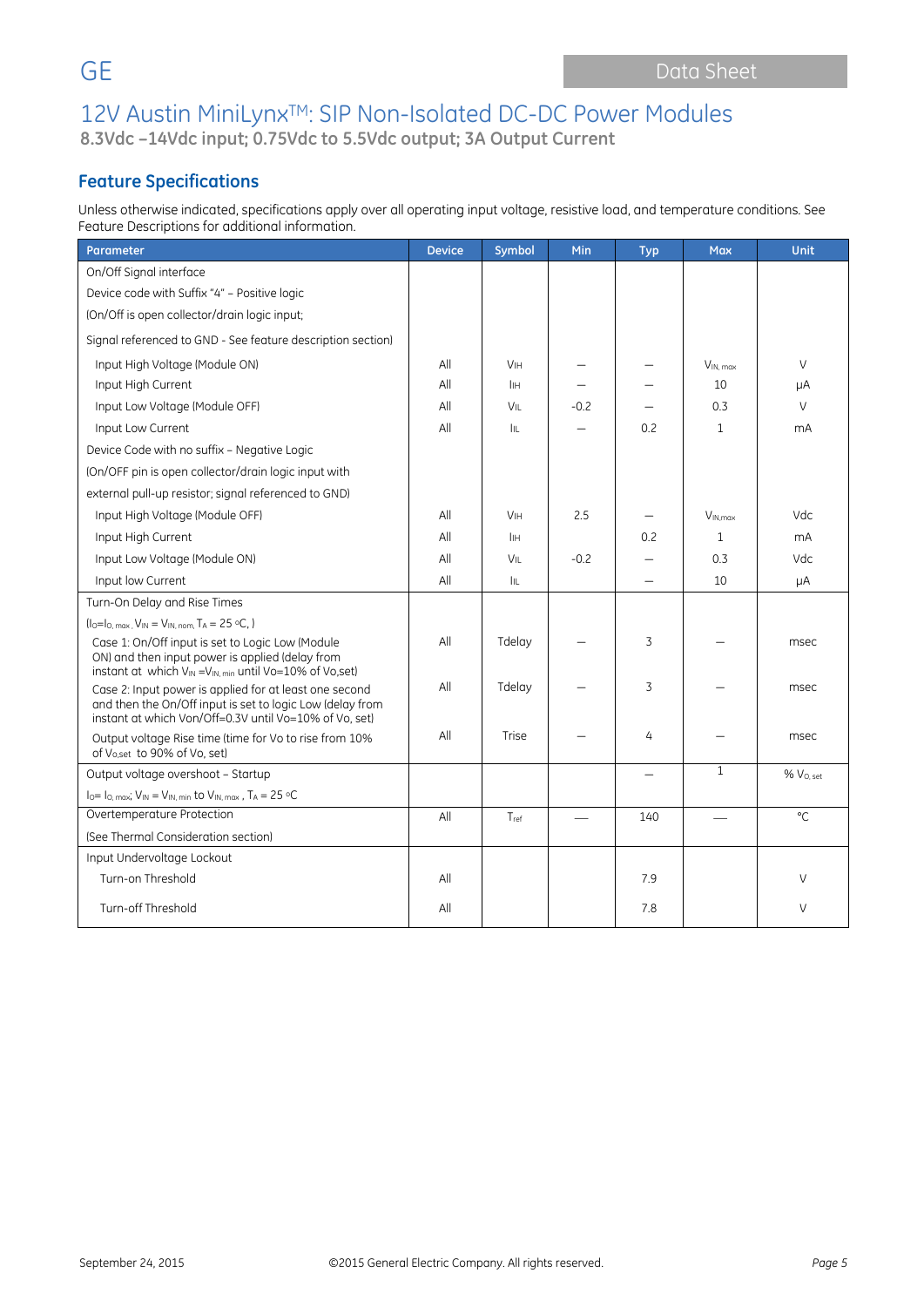# 12V Austin MiniLynx™: SIP Non-Isolated DC-DC Power Modules

**8.3Vdc –14Vdc input; 0.75Vdc to 5.5Vdc output; 3A Output Current**

## Feature Specifications

Unless otherwise indicated, specifications apply over all operating input voltage, resistive load, and temperature conditions. See Feature Descriptions for additional information.

| Parameter | Device | Symbol | Min | Typ | Max | Unit |
|---|---|---|---|---|---|---|
| On/Off Signal interface | | | | | | |
| Device code with Suffix "4" – Positive logic | | | | | | |
| (On/Off is open collector/drain logic input; | | | | | | |
| Signal referenced to GND - See feature description section) | | | | | | |
| Input High Voltage (Module ON) | All | $V_{IH}$ | — | — | $V_{IN,\ max}$ | V |
| Input High Current | All | $I_{IH}$ | — | — | 10 | μA |
| Input Low Voltage (Module OFF) | All | $V_{IL}$ | -0.2 | — | 0.3 | V |
| Input Low Current | All | $I_{IL}$ | — | 0.2 | 1 | mA |
| Device Code with no suffix – Negative Logic | | | | | | |
| (On/OFF pin is open collector/drain logic input with | | | | | | |
| external pull-up resistor; signal referenced to GND) | | | | | | |
| Input High Voltage (Module OFF) | All | $V_{IH}$ | 2.5 | — | $V_{IN,max}$ | Vdc |
| Input High Current | All | $I_{IH}$ | | 0.2 | 1 | mA |
| Input Low Voltage (Module ON) | All | $V_{IL}$ | -0.2 | — | 0.3 | Vdc |
| Input low Current | All | $I_{IL}$ | | — | 10 | μA |
| Turn-On Delay and Rise Times | | | | | | |
| ($I_O$=$I_{O,\ max}$, $V_{IN}$ = $V_{IN,\ nom,}$ $T_A$ = 25 °C, ) | | | | | | |
| Case 1: On/Off input is set to Logic Low (Module ON) and then input power is applied (delay from instant at which $V_{IN}$ =$V_{IN,\ min}$ until Vo=10% of Vo,set) | All | Tdelay | — | 3 | — | msec |
| Case 2: Input power is applied for at least one second and then the On/Off input is set to logic Low (delay from instant at which Von/Off=0.3V until Vo=10% of Vo, set) | All | Tdelay | — | 3 | — | msec |
| Output voltage Rise time (time for Vo to rise from 10% of $V_{o,set}$ to 90% of Vo, set) | All | Trise | — | 4 | — | msec |
| Output voltage overshoot – Startup | | | | — | 1 | % $V_{O,\ set}$ |
| $I_O$= $I_{O,\ max}$; $V_{IN}$ = $V_{IN,\ min}$ to $V_{IN,\ max}$ , $T_A$ = 25 °C | | | | | | |
| Overtemperature Protection | All | $T_{ref}$ | — | 140 | — | °C |
| (See Thermal Consideration section) | | | | | | |
| Input Undervoltage Lockout | | | | | | |
| Turn-on Threshold | All | | | 7.9 | | V |
| Turn-off Threshold | All | | | 7.8 | | V |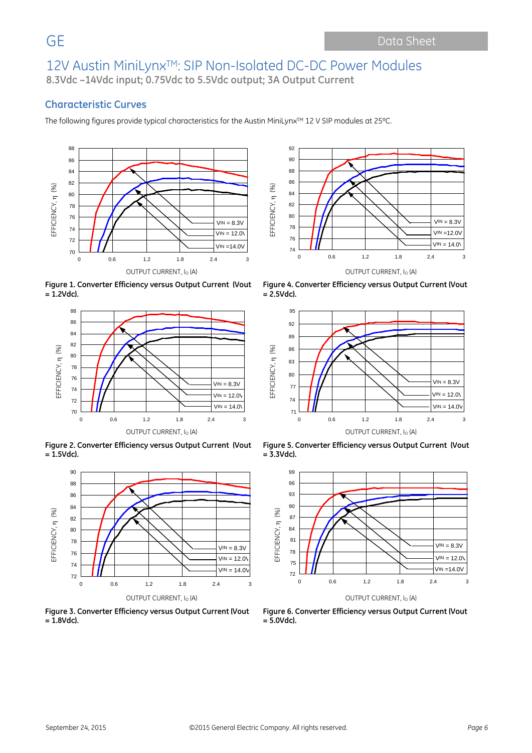## Characteristic Curves

The following figures provide typical characteristics for the Austin MiniLynx™ 12 V SIP modules at 25ºC.

**Figure 1. Converter Efficiency versus Output Current (Vout = 1.2Vdc).**

**Figure 4. Converter Efficiency versus Output Current (Vout = 2.5Vdc).**

**Figure 2. Converter Efficiency versus Output Current (Vout = 1.5Vdc).**

**Figure 5. Converter Efficiency versus Output Current (Vout = 3.3Vdc).**

**Figure 3. Converter Efficiency versus Output Current (Vout = 1.8Vdc).**

**Figure 6. Converter Efficiency versus Output Current (Vout = 5.0Vdc).**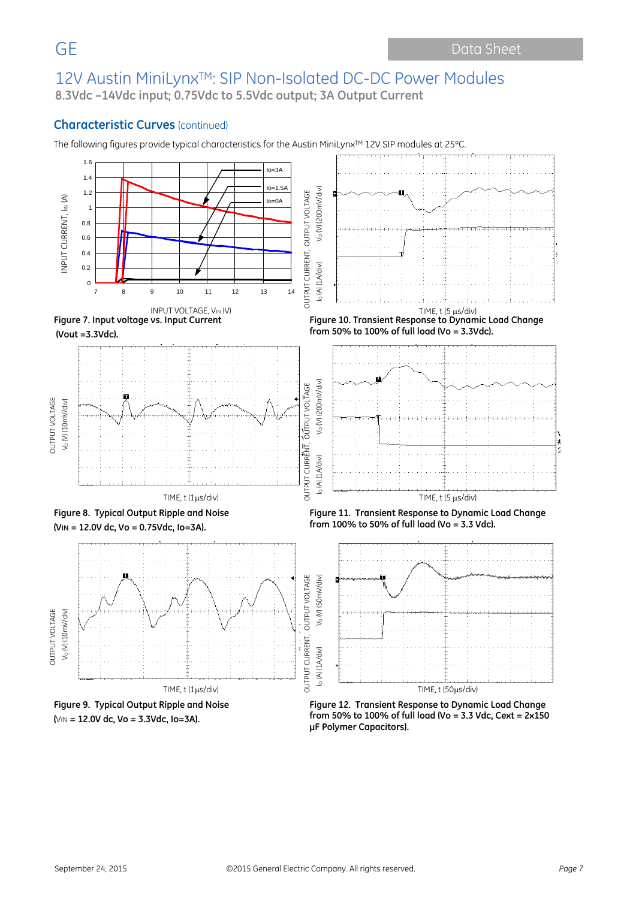## Characteristic Curves (continued)

The following figures provide typical characteristics for the Austin MiniLynx™ 12V SIP modules at 25°C.

Figure 7. Input voltage vs. Input Current (Vout =3.3Vdc).

Figure 10. Transient Response to Dynamic Load Change from 50% to 100% of full load (Vo = 3.3Vdc).

Figure 8. Typical Output Ripple and Noise ($V_{IN}$ = 12.0V dc, Vo = 0.75Vdc, Io=3A).

Figure 11. Transient Response to Dynamic Load Change from 100% to 50% of full load (Vo = 3.3 Vdc).

Figure 9. Typical Output Ripple and Noise ($V_{IN}$ = 12.0V dc, Vo = 3.3Vdc, Io=3A).

Figure 12. Transient Response to Dynamic Load Change from 50% to 100% of full load (Vo = 3.3 Vdc, Cext = 2x150 μF Polymer Capacitors).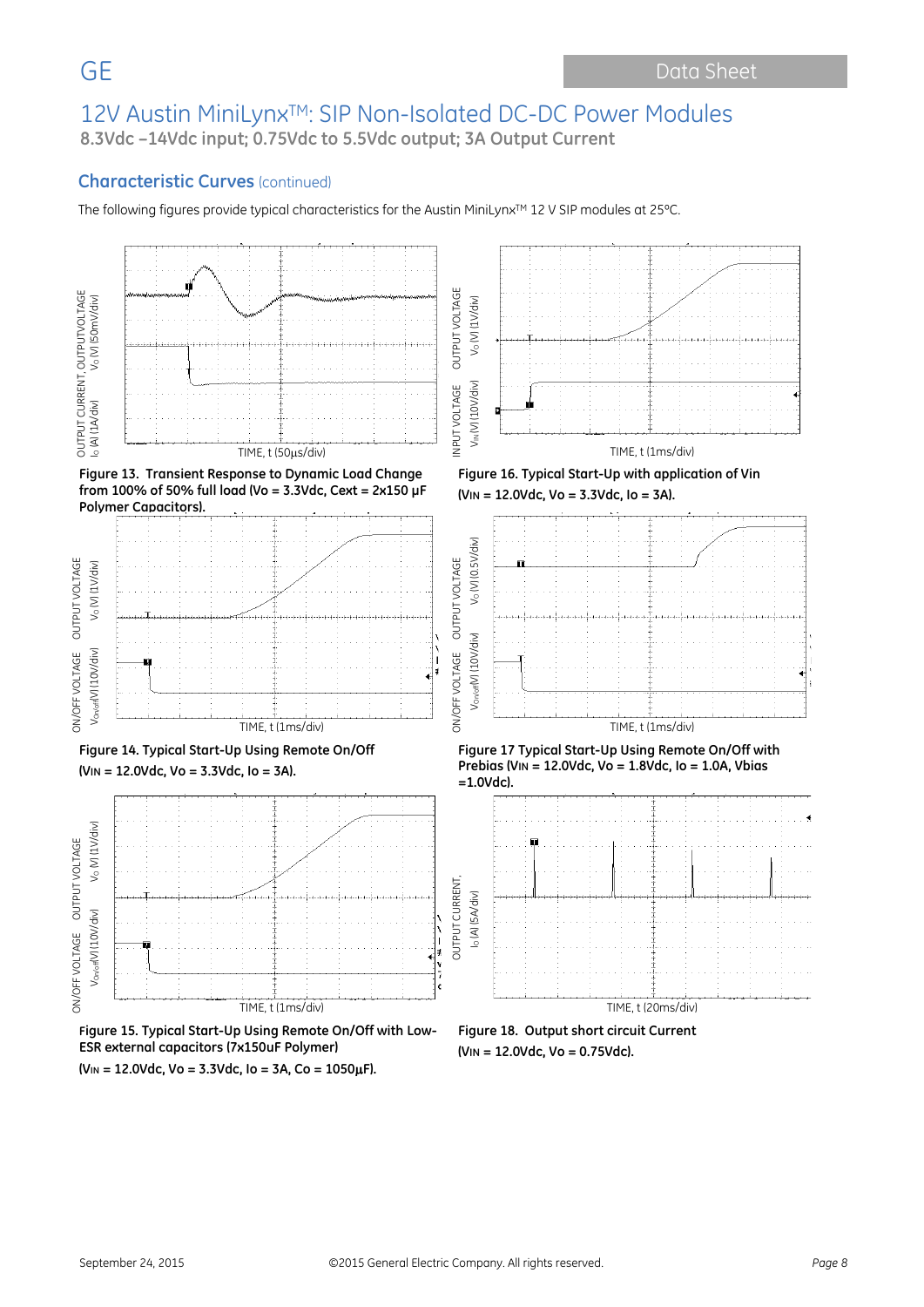## Characteristic Curves (continued)

The following figures provide typical characteristics for the Austin MiniLynx™ 12 V SIP modules at 25ºC.

OUTPUT CURRENT, OUTPUTVOLTAGE $I_o$ (A) (1A/div) $V_O$ (V) (50mV/div)

TIME, t (50µs/div)

**Figure 13. Transient Response to Dynamic Load Change from 100% of 50% full load (Vo = 3.3Vdc, Cext = 2x150 µF Polymer Capacitors).**

INPUT VOLTAGE $V_{IN}$ (V) (10V/div) OUTPUT VOLTAGE $V_O$ (V) (1V/div)

TIME, t (1ms/div)

**Figure 16. Typical Start-Up with application of Vin ($V_{IN}$ = 12.0Vdc, Vo = 3.3Vdc, Io = 3A).**

ON/OFF VOLTAGE $V_{On/off}$(V) (10V/div) OUTPUT VOLTAGE $V_O$ (V) (1V/div)

TIME, t (1ms/div)

**Figure 14. Typical Start-Up Using Remote On/Off ($V_{IN}$ = 12.0Vdc, Vo = 3.3Vdc, Io = 3A).**

ON/OFF VOLTAGE $V_{On/off}$(V) (10V/div) OUTPUT VOLTAGE $V_O$ (V) (0.5V/div)

TIME, t (1ms/div)

**Figure 17 Typical Start-Up Using Remote On/Off with Prebias ($V_{IN}$ = 12.0Vdc, Vo = 1.8Vdc, Io = 1.0A, Vbias =1.0Vdc).**

ON/OFF VOLTAGE $V_{On/off}$(V) (10V/div) OUTPUT VOLTAGE $V_O$ (V) (1V/div)

TIME, t (1ms/div)

**Figure 15. Typical Start-Up Using Remote On/Off with Low-ESR external capacitors (7x150uF Polymer) ($V_{IN}$ = 12.0Vdc, Vo = 3.3Vdc, Io = 3A, Co = 1050µF).**

OUTPUT CURRENT, $I_o$ (A) (5A/div)

TIME, t (20ms/div)

**Figure 18. Output short circuit Current ($V_{IN}$ = 12.0Vdc, Vo = 0.75Vdc).**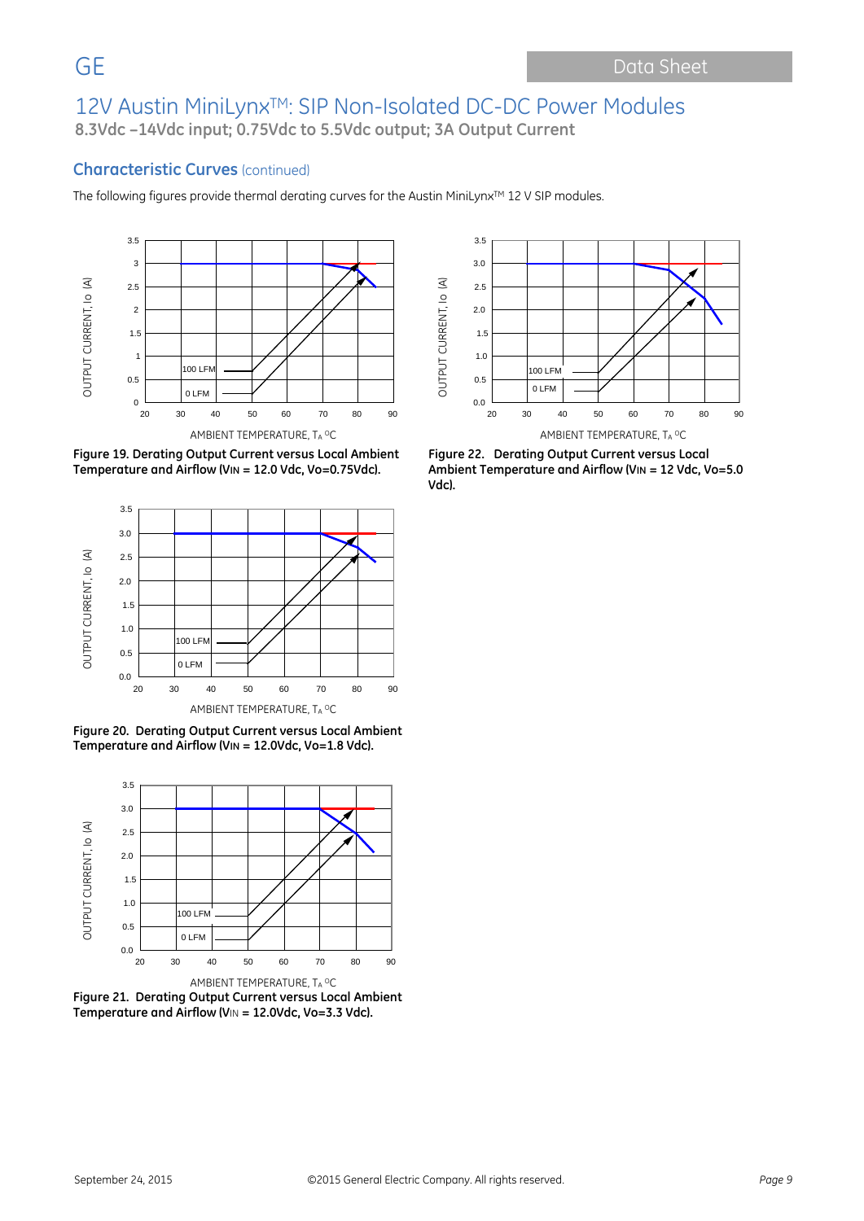# 12V Austin MiniLynxTM: SIP Non-Isolated DC-DC Power Modules

**8.3Vdc –14Vdc input; 0.75Vdc to 5.5Vdc output; 3A Output Current**

## Characteristic Curves (continued)

The following figures provide thermal derating curves for the Austin MiniLynxTM 12 V SIP modules.

**Figure 19. Derating Output Current versus Local Ambient Temperature and Airflow ($V_{IN}$ = 12.0 Vdc, Vo=0.75Vdc).**

**Figure 20. Derating Output Current versus Local Ambient Temperature and Airflow ($V_{IN}$ = 12.0Vdc, Vo=1.8 Vdc).**

**Figure 21. Derating Output Current versus Local Ambient Temperature and Airflow ($V_{IN}$ = 12.0Vdc, Vo=3.3 Vdc).**

**Figure 22. Derating Output Current versus Local Ambient Temperature and Airflow ($V_{IN}$ = 12 Vdc, Vo=5.0 Vdc).**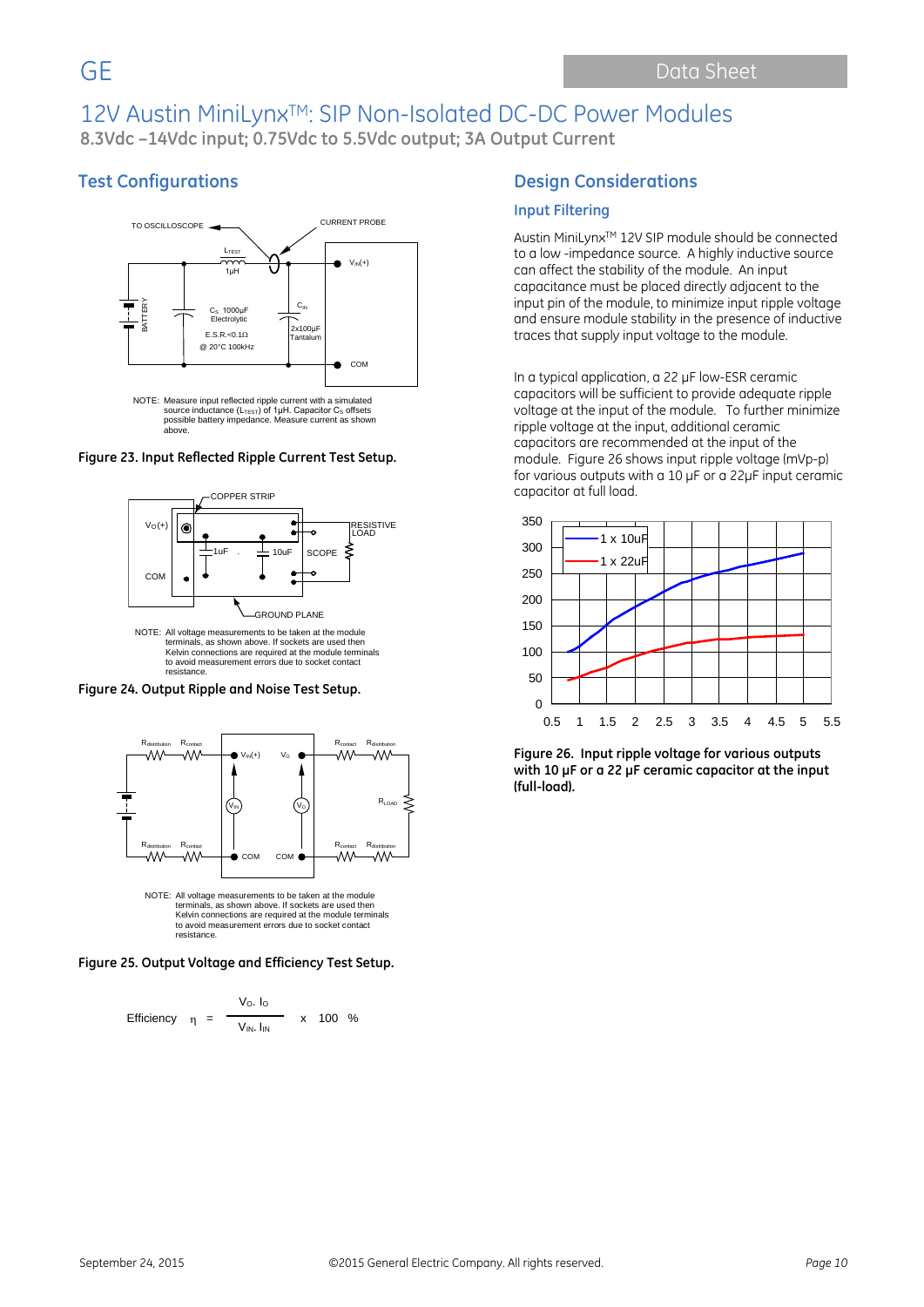## Test Configurations

NOTE: Measure input reflected ripple current with a simulated source inductance ($L_{TEST}$) of 1μH. Capacitor $C_S$ offsets possible battery impedance. Measure current as shown above.

**Figure 23. Input Reflected Ripple Current Test Setup.**

NOTE: All voltage measurements to be taken at the module terminals, as shown above. If sockets are used then Kelvin connections are required at the module terminals to avoid measurement errors due to socket contact resistance.

**Figure 24. Output Ripple and Noise Test Setup.**

NOTE: All voltage measurements to be taken at the module terminals, as shown above. If sockets are used then Kelvin connections are required at the module terminals to avoid measurement errors due to socket contact resistance.

**Figure 25. Output Voltage and Efficiency Test Setup.**

$$\text{Efficiency} \quad \eta = \frac{V_O \cdot I_O}{V_{IN} \cdot I_{IN}} \times 100 \ \%$$

## Design Considerations

### Input Filtering

Austin MiniLynx[TM] 12V SIP module should be connected to a low -impedance source. A highly inductive source can affect the stability of the module. An input capacitance must be placed directly adjacent to the input pin of the module, to minimize input ripple voltage and ensure module stability in the presence of inductive traces that supply input voltage to the module.

In a typical application, a 22 µF low-ESR ceramic capacitors will be sufficient to provide adequate ripple voltage at the input of the module. To further minimize ripple voltage at the input, additional ceramic capacitors are recommended at the input of the module. Figure 26 shows input ripple voltage (mVp-p) for various outputs with a 10 µF or a 22µF input ceramic capacitor at full load.

**Figure 26. Input ripple voltage for various outputs with 10 µF or a 22 µF ceramic capacitor at the input (full-load).**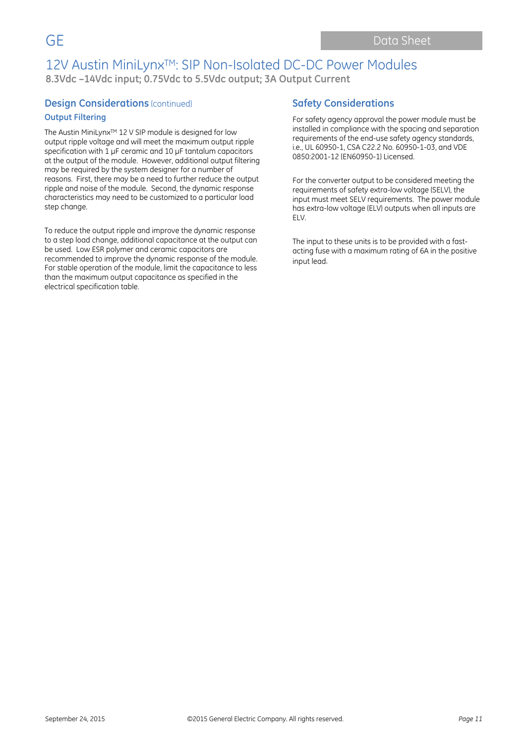## Design Considerations (continued)

### Output Filtering

The Austin MiniLynx™ 12 V SIP module is designed for low output ripple voltage and will meet the maximum output ripple specification with 1 µF ceramic and 10 µF tantalum capacitors at the output of the module. However, additional output filtering may be required by the system designer for a number of reasons. First, there may be a need to further reduce the output ripple and noise of the module. Second, the dynamic response characteristics may need to be customized to a particular load step change.

To reduce the output ripple and improve the dynamic response to a step load change, additional capacitance at the output can be used. Low ESR polymer and ceramic capacitors are recommended to improve the dynamic response of the module. For stable operation of the module, limit the capacitance to less than the maximum output capacitance as specified in the electrical specification table.

## Safety Considerations

For safety agency approval the power module must be installed in compliance with the spacing and separation requirements of the end-use safety agency standards, i.e., UL 60950-1, CSA C22.2 No. 60950-1-03, and VDE 0850:2001-12 (EN60950-1) Licensed.

For the converter output to be considered meeting the requirements of safety extra-low voltage (SELV), the input must meet SELV requirements. The power module has extra-low voltage (ELV) outputs when all inputs are ELV.

The input to these units is to be provided with a fast-acting fuse with a maximum rating of 6A in the positive input lead.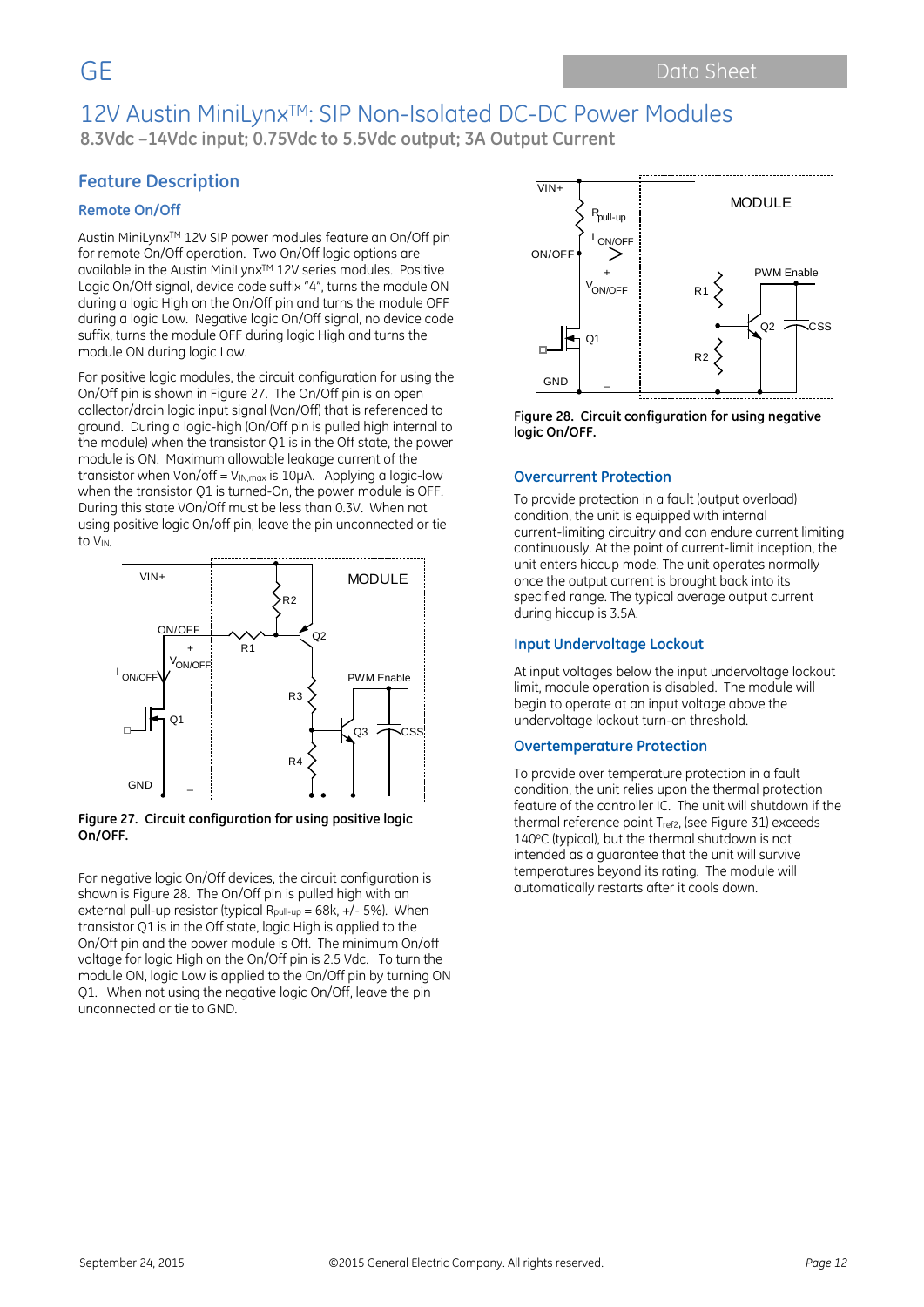# 12V Austin MiniLynx™: SIP Non-Isolated DC-DC Power Modules

**8.3Vdc –14Vdc input; 0.75Vdc to 5.5Vdc output; 3A Output Current**

## Feature Description

### Remote On/Off

Austin MiniLynx™ 12V SIP power modules feature an On/Off pin for remote On/Off operation. Two On/Off logic options are available in the Austin MiniLynx™ 12V series modules. Positive Logic On/Off signal, device code suffix "4", turns the module ON during a logic High on the On/Off pin and turns the module OFF during a logic Low. Negative logic On/Off signal, no device code suffix, turns the module OFF during logic High and turns the module ON during logic Low.

For positive logic modules, the circuit configuration for using the On/Off pin is shown in Figure 27. The On/Off pin is an open collector/drain logic input signal (Von/Off) that is referenced to ground. During a logic-high (On/Off pin is pulled high internal to the module) when the transistor Q1 is in the Off state, the power module is ON. Maximum allowable leakage current of the transistor when Von/off = $V_{IN,max}$ is 10µA. Applying a logic-low when the transistor Q1 is turned-On, the power module is OFF. During this state VOn/Off must be less than 0.3V. When not using positive logic On/off pin, leave the pin unconnected or tie to $V_{IN}$.

**Figure 27. Circuit configuration for using positive logic On/OFF.**

For negative logic On/Off devices, the circuit configuration is shown is Figure 28. The On/Off pin is pulled high with an external pull-up resistor (typical $R_{pull-up}$ = 68k, +/- 5%). When transistor Q1 is in the Off state, logic High is applied to the On/Off pin and the power module is Off. The minimum On/off voltage for logic High on the On/Off pin is 2.5 Vdc. To turn the module ON, logic Low is applied to the On/Off pin by turning ON Q1. When not using the negative logic On/Off, leave the pin unconnected or tie to GND.

**Figure 28. Circuit configuration for using negative logic On/OFF.**

### Overcurrent Protection

To provide protection in a fault (output overload) condition, the unit is equipped with internal current-limiting circuitry and can endure current limiting continuously. At the point of current-limit inception, the unit enters hiccup mode. The unit operates normally once the output current is brought back into its specified range. The typical average output current during hiccup is 3.5A.

### Input Undervoltage Lockout

At input voltages below the input undervoltage lockout limit, module operation is disabled. The module will begin to operate at an input voltage above the undervoltage lockout turn-on threshold.

### Overtemperature Protection

To provide over temperature protection in a fault condition, the unit relies upon the thermal protection feature of the controller IC. The unit will shutdown if the thermal reference point $T_{ref2}$, (see Figure 31) exceeds 140°C (typical), but the thermal shutdown is not intended as a guarantee that the unit will survive temperatures beyond its rating. The module will automatically restarts after it cools down.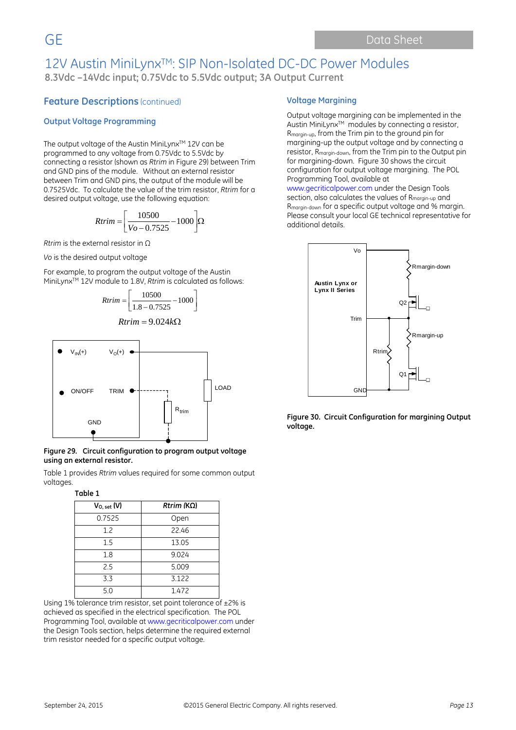# 12V Austin MiniLynx™: SIP Non-Isolated DC-DC Power Modules

**8.3Vdc –14Vdc input; 0.75Vdc to 5.5Vdc output; 3A Output Current**

## Feature Descriptions (continued)

### Output Voltage Programming

The output voltage of the Austin MiniLynx™ 12V can be programmed to any voltage from 0.75Vdc to 5.5Vdc by connecting a resistor (shown as *Rtrim* in Figure 29) between Trim and GND pins of the module. Without an external resistor between Trim and GND pins, the output of the module will be 0.7525Vdc. To calculate the value of the trim resistor, *Rtrim* for a desired output voltage, use the following equation:

$$Rtrim = \left[\frac{10500}{Vo - 0.7525} - 1000\right]\Omega$$

*Rtrim* is the external resistor in Ω

*Vo* is the desired output voltage

For example, to program the output voltage of the Austin MiniLynx™ 12V module to 1.8V, *Rtrim* is calculated as follows:

$$Rtrim = \left[\frac{10500}{1.8 - 0.7525} - 1000\right]$$

$$Rtrim = 9.024k\Omega$$

**Figure 29. Circuit configuration to program output voltage using an external resistor.**

Table 1 provides *Rtrim* values required for some common output voltages.

**Table 1**

| $V_{O,\,set}$ (V) | *Rtrim* (KΩ) |
|---|---|
| 0.7525 | Open |
| 1.2 | 22.46 |
| 1.5 | 13.05 |
| 1.8 | 9.024 |
| 2.5 | 5.009 |
| 3.3 | 3.122 |
| 5.0 | 1.472 |

Using 1% tolerance trim resistor, set point tolerance of ±2% is achieved as specified in the electrical specification. The POL Programming Tool, available at www.gecriticalpower.com under the Design Tools section, helps determine the required external trim resistor needed for a specific output voltage.

### Voltage Margining

Output voltage margining can be implemented in the Austin MiniLynx™ modules by connecting a resistor, $R_{margin\text{-}up}$, from the Trim pin to the ground pin for margining-up the output voltage and by connecting a resistor, $R_{margin\text{-}down}$, from the Trim pin to the Output pin for margining-down. Figure 30 shows the circuit configuration for output voltage margining. The POL Programming Tool, available at www.gecriticalpower.com under the Design Tools section, also calculates the values of $R_{margin\text{-}up}$ and $R_{margin\text{-}down}$ for a specific output voltage and % margin. Please consult your local GE technical representative for additional details.

**Figure 30. Circuit Configuration for margining Output voltage.**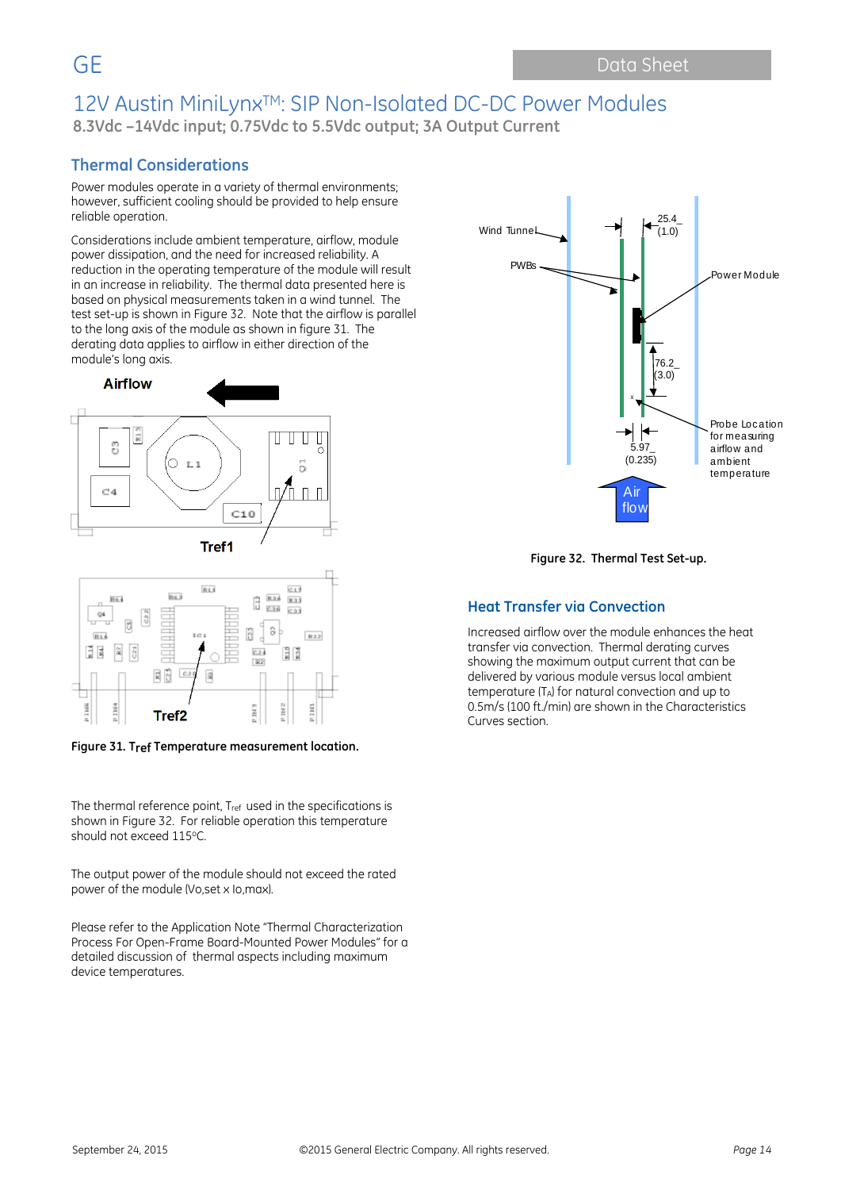# 12V Austin MiniLynx™: SIP Non-Isolated DC-DC Power Modules

**8.3Vdc –14Vdc input; 0.75Vdc to 5.5Vdc output; 3A Output Current**

## Thermal Considerations

Power modules operate in a variety of thermal environments; however, sufficient cooling should be provided to help ensure reliable operation.

Considerations include ambient temperature, airflow, module power dissipation, and the need for increased reliability. A reduction in the operating temperature of the module will result in an increase in reliability. The thermal data presented here is based on physical measurements taken in a wind tunnel. The test set-up is shown in Figure 32. Note that the airflow is parallel to the long axis of the module as shown in figure 31. The derating data applies to airflow in either direction of the module's long axis.

**Figure 31. Tref Temperature measurement location.**

The thermal reference point, $T_{ref}$ used in the specifications is shown in Figure 32. For reliable operation this temperature should not exceed 115°C.

The output power of the module should not exceed the rated power of the module (Vo,set x Io,max).

Please refer to the Application Note "Thermal Characterization Process For Open-Frame Board-Mounted Power Modules" for a detailed discussion of thermal aspects including maximum device temperatures.

**Figure 32. Thermal Test Set-up.**

## Heat Transfer via Convection

Increased airflow over the module enhances the heat transfer via convection. Thermal derating curves showing the maximum output current that can be delivered by various module versus local ambient temperature ($T_A$) for natural convection and up to 0.5m/s (100 ft./min) are shown in the Characteristics Curves section.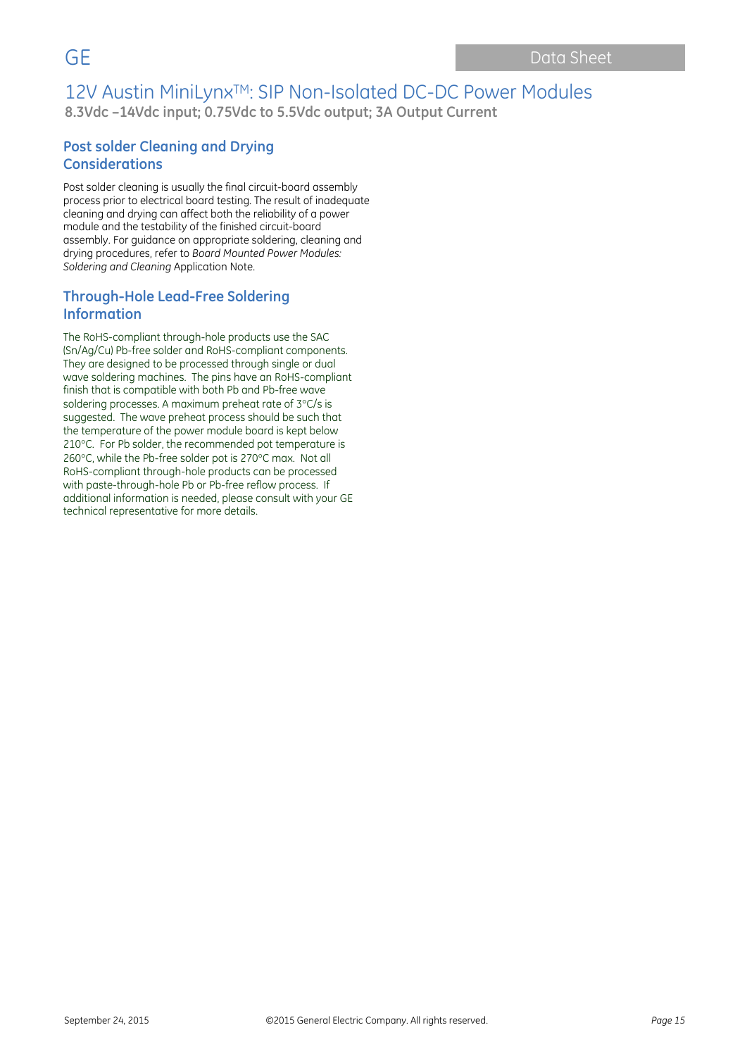## Post solder Cleaning and Drying Considerations

Post solder cleaning is usually the final circuit-board assembly process prior to electrical board testing. The result of inadequate cleaning and drying can affect both the reliability of a power module and the testability of the finished circuit-board assembly. For guidance on appropriate soldering, cleaning and drying procedures, refer to *Board Mounted Power Modules: Soldering and Cleaning* Application Note.

## Through-Hole Lead-Free Soldering Information

The RoHS-compliant through-hole products use the SAC (Sn/Ag/Cu) Pb-free solder and RoHS-compliant components. They are designed to be processed through single or dual wave soldering machines. The pins have an RoHS-compliant finish that is compatible with both Pb and Pb-free wave soldering processes. A maximum preheat rate of 3°C/s is suggested. The wave preheat process should be such that the temperature of the power module board is kept below 210°C. For Pb solder, the recommended pot temperature is 260°C, while the Pb-free solder pot is 270°C max. Not all RoHS-compliant through-hole products can be processed with paste-through-hole Pb or Pb-free reflow process. If additional information is needed, please consult with your GE technical representative for more details.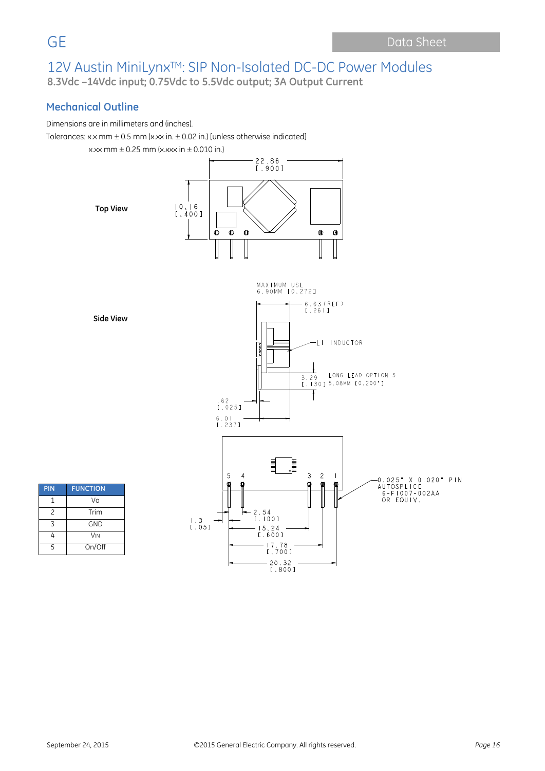# 12V Austin MiniLynx™: SIP Non-Isolated DC-DC Power Modules

**8.3Vdc –14Vdc input; 0.75Vdc to 5.5Vdc output; 3A Output Current**

## Mechanical Outline

Dimensions are in millimeters and (inches).

Tolerances: x.x mm ± 0.5 mm (x.xx in. ± 0.02 in.) [unless otherwise indicated]

x.xx mm ± 0.25 mm (x.xxx in ± 0.010 in.)

**Top View**

22.86 [.900]

10.16 [.400]

**Side View**

MAXIMUM USL 6.90MM [0.272]

6.63 (REF) [.261]

L1 INDUCTOR

3.29 [.130]

LONG LEAD OPTION 5 5.08MM [0.200"]

.62 [.025]

6.01 [.237]

5 4 3 2 1

0.025" X 0.020" PIN AUTOSPLICE 6-F1007-002AA OR EQUIV.

1.3 [.05]

2.54 [.100]

15.24 [.600]

17.78 [.700]

20.32 [.800]

| PIN | FUNCTION |
|---|---|
| 1 | Vo |
| 2 | Trim |
| 3 | GND |
| 4 | $V_{IN}$ |
| 5 | On/Off |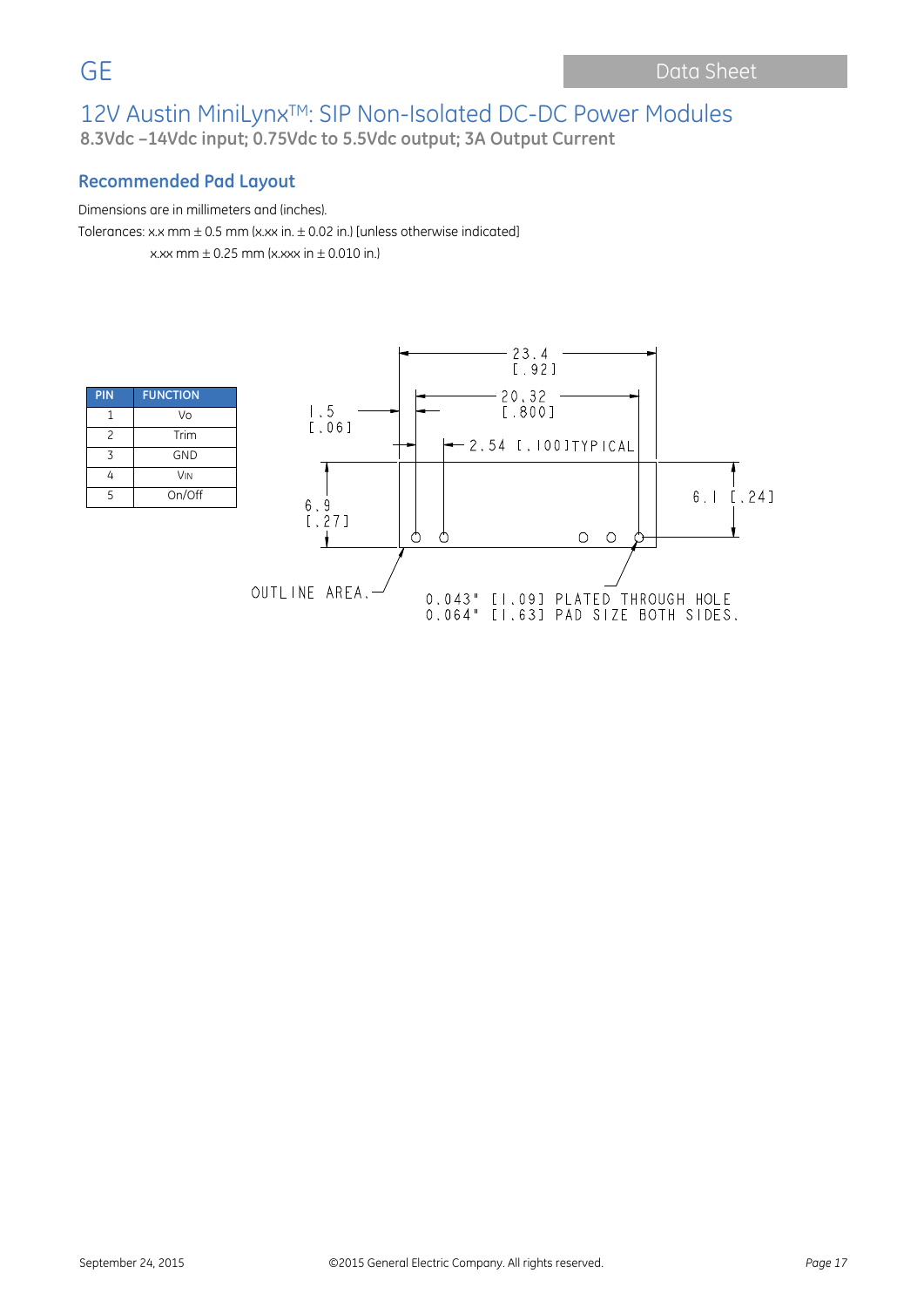## Recommended Pad Layout

Dimensions are in millimeters and (inches).

Tolerances: x.x mm ± 0.5 mm (x.xx in. ± 0.02 in.) [unless otherwise indicated]

x.xx mm ± 0.25 mm (x.xxx in ± 0.010 in.)

| PIN | FUNCTION |
|---|---|
| 1 | Vo |
| 2 | Trim |
| 3 | GND |
| 4 | $V_{IN}$ |
| 5 | On/Off |

23.4 [.92]

20.32 [.800]

1.5 [.06]

2.54 [.100]TYPICAL

6.9 [.27]

6.1 [.24]

OUTLINE AREA.

0.043" [1.09] PLATED THROUGH HOLE
0.064" [1.63] PAD SIZE BOTH SIDES.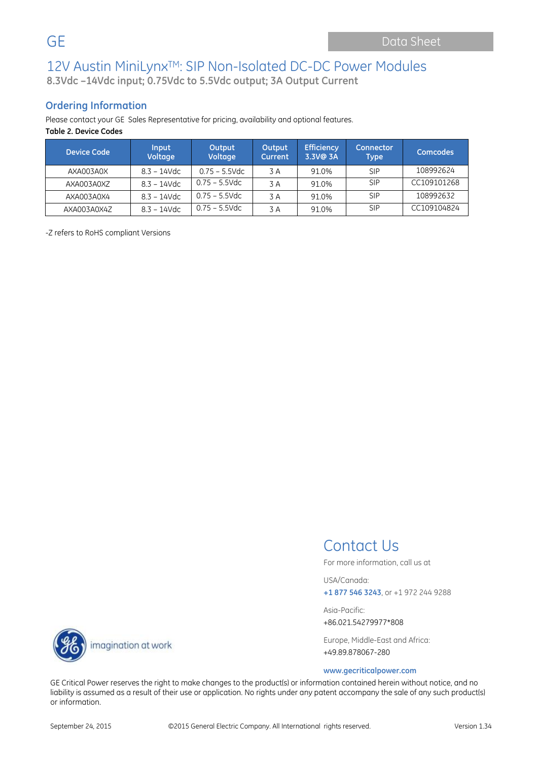# 12V Austin MiniLynx™: SIP Non-Isolated DC-DC Power Modules

**8.3Vdc –14Vdc input; 0.75Vdc to 5.5Vdc output; 3A Output Current**

## Ordering Information

Please contact your GE Sales Representative for pricing, availability and optional features.

**Table 2. Device Codes**

| Device Code | Input Voltage | Output Voltage | Output Current | Efficiency 3.3V@ 3A | Connector Type | Comcodes |
|---|---|---|---|---|---|---|
| AXA003A0X | 8.3 – 14Vdc | 0.75 – 5.5Vdc | 3 A | 91.0% | SIP | 108992624 |
| AXA003A0XZ | 8.3 – 14Vdc | 0.75 – 5.5Vdc | 3 A | 91.0% | SIP | CC109101268 |
| AXA003A0X4 | 8.3 – 14Vdc | 0.75 – 5.5Vdc | 3 A | 91.0% | SIP | 108992632 |
| AXA003A0X4Z | 8.3 – 14Vdc | 0.75 – 5.5Vdc | 3 A | 91.0% | SIP | CC109104824 |

-Z refers to RoHS compliant Versions

## Contact Us

For more information, call us at

USA/Canada:
**+1 877 546 3243**, or +1 972 244 9288

Asia-Pacific:
+86.021.54279977*808

Europe, Middle-East and Africa:
+49.89.878067-280

**www.gecriticalpower.com**

imagination at work

GE Critical Power reserves the right to make changes to the product(s) or information contained herein without notice, and no liability is assumed as a result of their use or application. No rights under any patent accompany the sale of any such product(s) or information.

September 24, 2015 ©2015 General Electric Company. All International rights reserved. Version 1.34